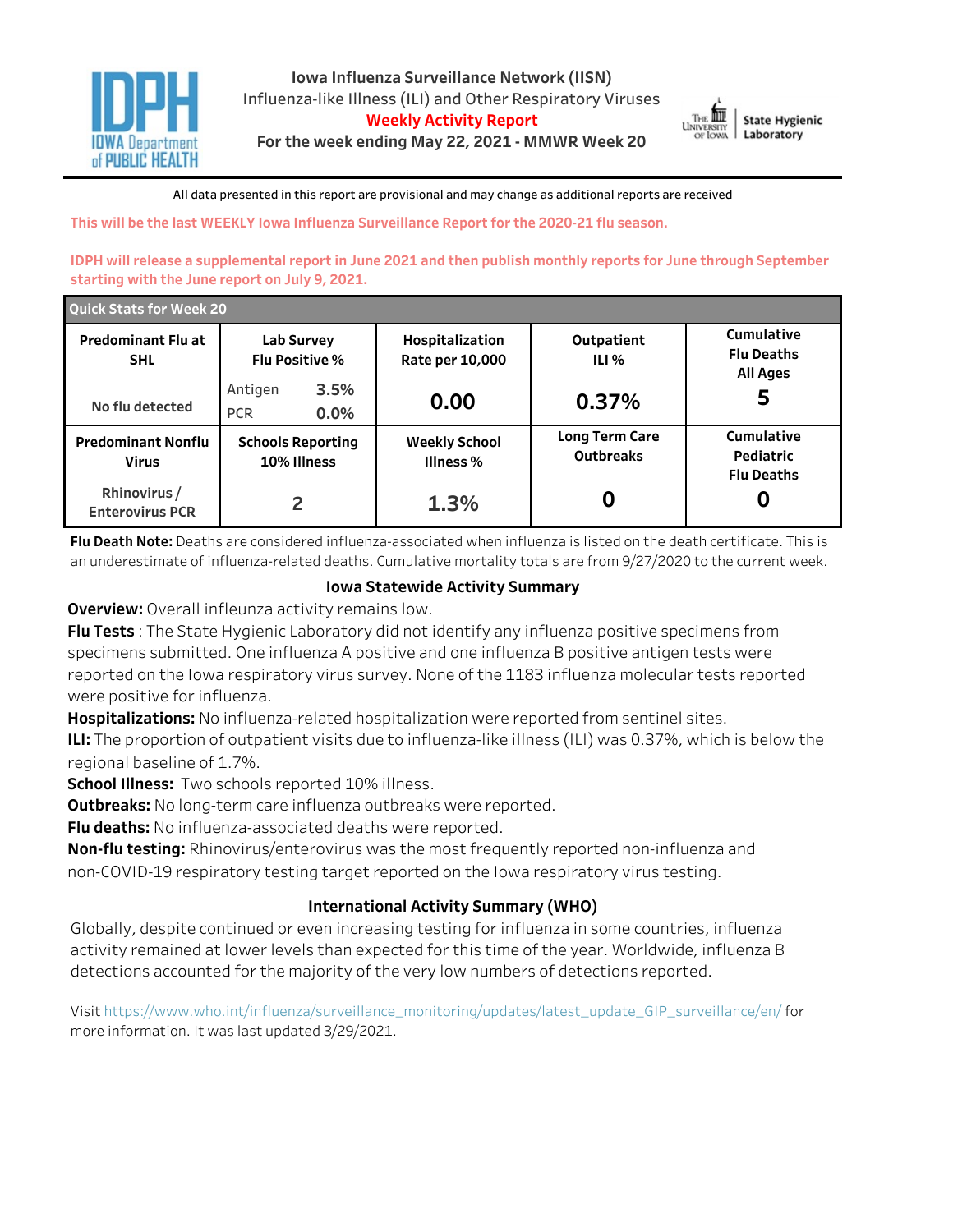# Iowa Influenza Surveillance Network (IISN)

Influenza-like Illness (ILI) and Other Respiratory Viruses

**Weekly Activity Report**

**For the week ending May 22, 2021 - MMWR Week 20**

All data presented in this report are provisional and may change as additional reports are received

**This will be the last WEEKLY Iowa Influenza Surveillance Report for the 2020-21 flu season.**

**IDPH will release a supplemental report in June 2021 and then publish monthly reports for June through September starting with the June report on July 9, 2021.**

| Quick Stats for Week 20 | | | | |
|---|---|---|---|---|
| **Predominant Flu at SHL** | **Lab Survey Flu Positive %** | **Hospitalization Rate per 10,000** | **Outpatient ILI %** | **Cumulative Flu Deaths All Ages** |
| No flu detected | Antigen 3.5%<br>PCR 0.0% | 0.00 | 0.37% | 5 |
| **Predominant Nonflu Virus** | **Schools Reporting 10% Illness** | **Weekly School Illness %** | **Long Term Care Outbreaks** | **Cumulative Pediatric Flu Deaths** |
| Rhinovirus / Enterovirus PCR | 2 | 1.3% | 0 | 0 |

**Flu Death Note:** Deaths are considered influenza-associated when influenza is listed on the death certificate. This is an underestimate of influenza-related deaths. Cumulative mortality totals are from 9/27/2020 to the current week.

## Iowa Statewide Activity Summary

**Overview:** Overall infleunza activity remains low.

**Flu Tests** : The State Hygienic Laboratory did not identify any influenza positive specimens from specimens submitted. One influenza A positive and one influenza B positive antigen tests were reported on the Iowa respiratory virus survey. None of the 1183 influenza molecular tests reported were positive for influenza.

**Hospitalizations:** No influenza-related hospitalization were reported from sentinel sites.

**ILI:** The proportion of outpatient visits due to influenza-like illness (ILI) was 0.37%, which is below the regional baseline of 1.7%.

**School Illness:** Two schools reported 10% illness.

**Outbreaks:** No long-term care influenza outbreaks were reported.

**Flu deaths:** No influenza-associated deaths were reported.

**Non-flu testing:** Rhinovirus/enterovirus was the most frequently reported non-influenza and non-COVID-19 respiratory testing target reported on the Iowa respiratory virus testing.

## International Activity Summary (WHO)

Globally, despite continued or even increasing testing for influenza in some countries, influenza activity remained at lower levels than expected for this time of the year. Worldwide, influenza B detections accounted for the majority of the very low numbers of detections reported.

Visit https://www.who.int/influenza/surveillance_monitoring/updates/latest_update_GIP_surveillance/en/ for more information. It was last updated 3/29/2021.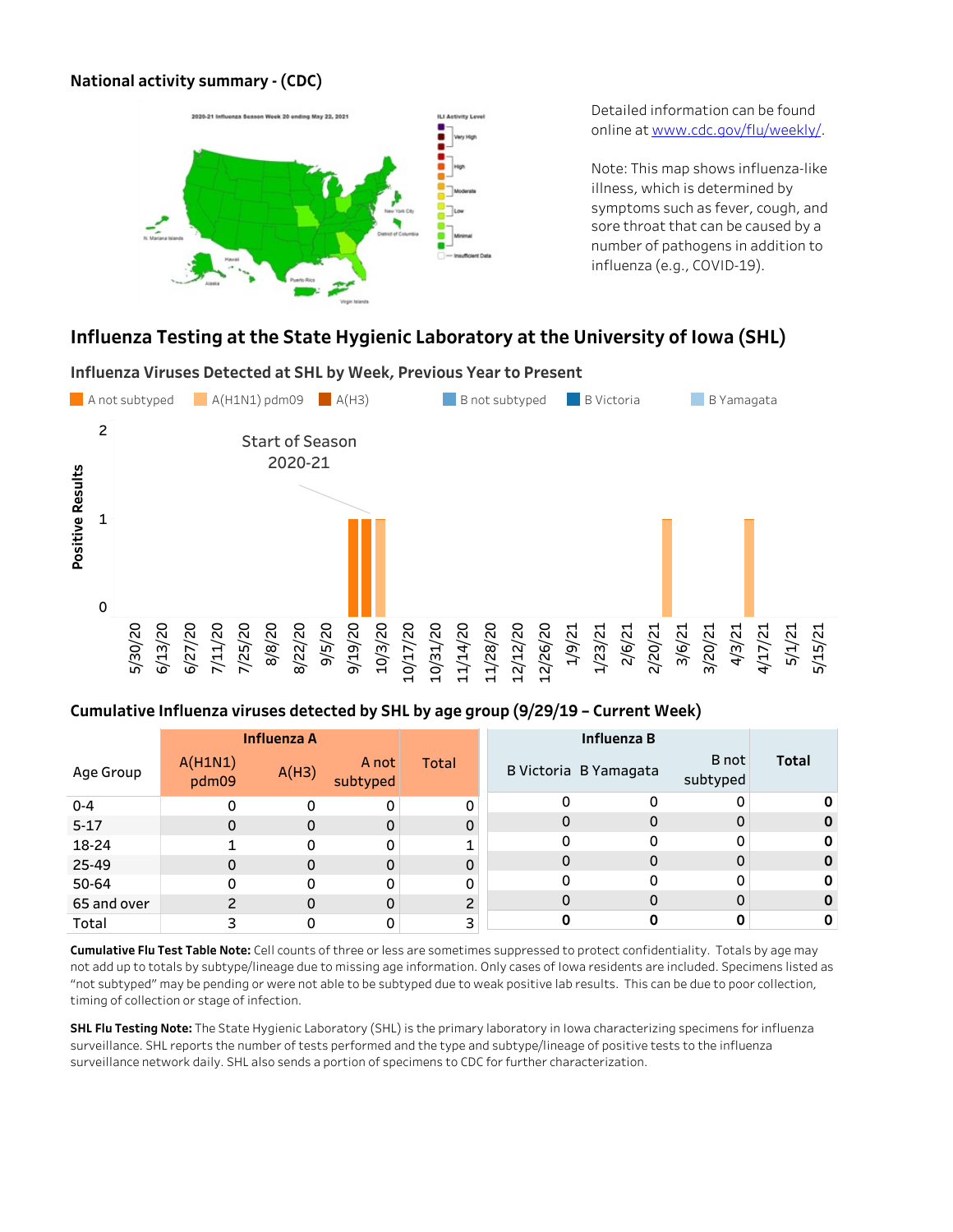### National activity summary - (CDC)

Detailed information can be found online at [www.cdc.gov/flu/weekly/](http://www.cdc.gov/flu/weekly/).

Note: This map shows influenza-like illness, which is determined by symptoms such as fever, cough, and sore throat that can be caused by a number of pathogens in addition to influenza (e.g., COVID-19).

## Influenza Testing at the State Hygienic Laboratory at the University of Iowa (SHL)

### Influenza Viruses Detected at SHL by Week, Previous Year to Present

### Cumulative Influenza viruses detected by SHL by age group (9/29/19 – Current Week)

| Age Group | Influenza A | | | | Influenza B | | | |
|---|---|---|---|---|---|---|---|---|
| | A(H1N1) pdm09 | A(H3) | A not subtyped | Total | B Victoria | B Yamagata | B not subtyped | Total |
| 0-4 | 0 | 0 | 0 | 0 | 0 | 0 | 0 | **0** |
| 5-17 | 0 | 0 | 0 | 0 | 0 | 0 | 0 | **0** |
| 18-24 | 1 | 0 | 0 | 1 | 0 | 0 | 0 | **0** |
| 25-49 | 0 | 0 | 0 | 0 | 0 | 0 | 0 | **0** |
| 50-64 | 0 | 0 | 0 | 0 | 0 | 0 | 0 | **0** |
| 65 and over | 2 | 0 | 0 | 2 | 0 | 0 | 0 | **0** |
| Total | 3 | 0 | 0 | 3 | **0** | **0** | **0** | **0** |

**Cumulative Flu Test Table Note:** Cell counts of three or less are sometimes suppressed to protect confidentiality. Totals by age may not add up to totals by subtype/lineage due to missing age information. Only cases of Iowa residents are included. Specimens listed as "not subtyped" may be pending or were not able to be subtyped due to weak positive lab results. This can be due to poor collection, timing of collection or stage of infection.

**SHL Flu Testing Note:** The State Hygienic Laboratory (SHL) is the primary laboratory in Iowa characterizing specimens for influenza surveillance. SHL reports the number of tests performed and the type and subtype/lineage of positive tests to the influenza surveillance network daily. SHL also sends a portion of specimens to CDC for further characterization.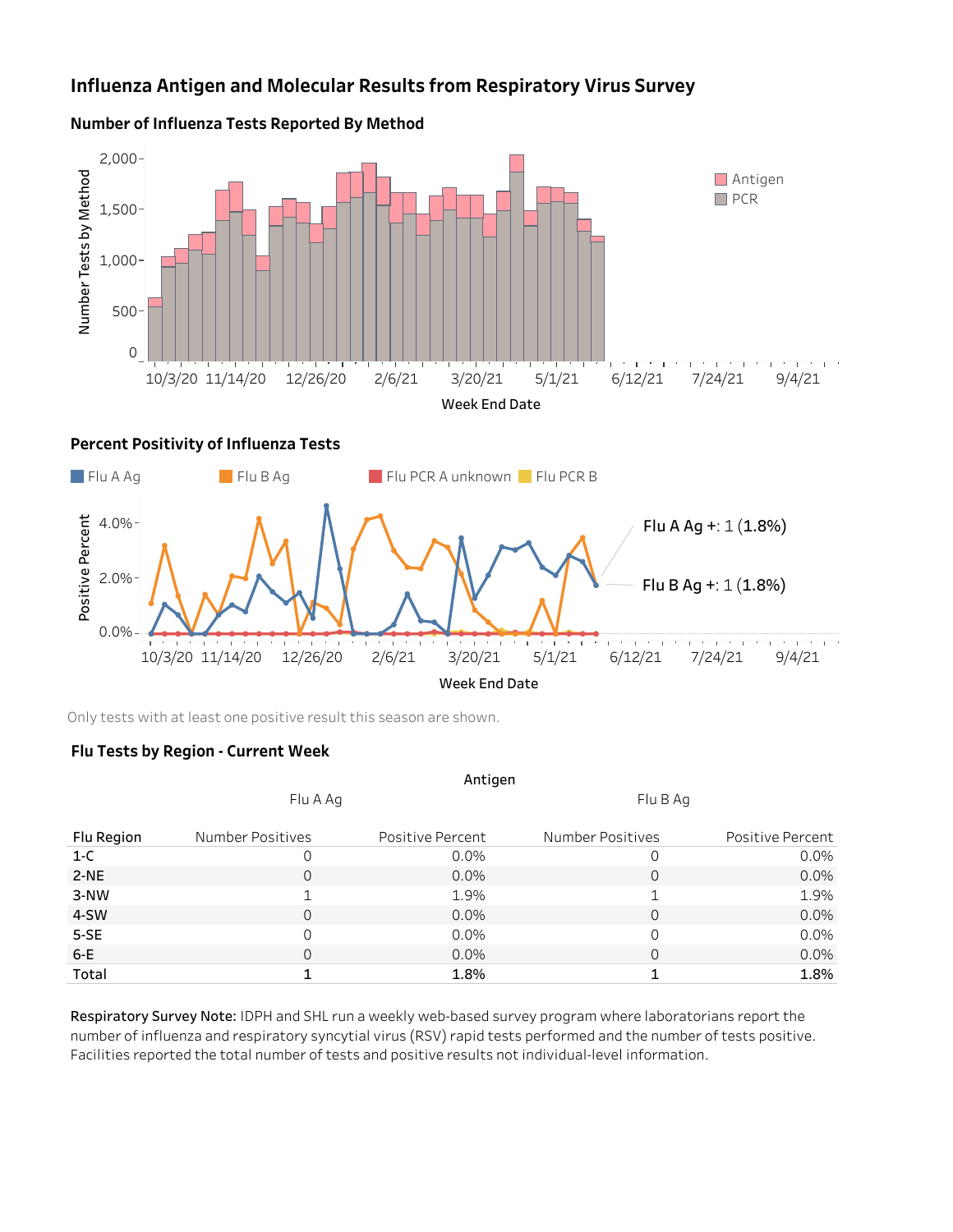# Influenza Antigen and Molecular Results from Respiratory Virus Survey

## Number of Influenza Tests Reported By Method

## Percent Positivity of Influenza Tests

Flu A Ag +: 1 (1.8%)

Flu B Ag +: 1 (1.8%)

Only tests with at least one positive result this season are shown.

## Flu Tests by Region - Current Week

| | Antigen | | | |
|---|---|---|---|---|
| | Flu A Ag | | Flu B Ag | |
| Flu Region | Number Positives | Positive Percent | Number Positives | Positive Percent |
| 1-C | 0 | 0.0% | 0 | 0.0% |
| 2-NE | 0 | 0.0% | 0 | 0.0% |
| 3-NW | 1 | 1.9% | 1 | 1.9% |
| 4-SW | 0 | 0.0% | 0 | 0.0% |
| 5-SE | 0 | 0.0% | 0 | 0.0% |
| 6-E | 0 | 0.0% | 0 | 0.0% |
| Total | 1 | 1.8% | 1 | 1.8% |

**Respiratory Survey Note:** IDPH and SHL run a weekly web-based survey program where laboratorians report the number of influenza and respiratory syncytial virus (RSV) rapid tests performed and the number of tests positive. Facilities reported the total number of tests and positive results not individual-level information.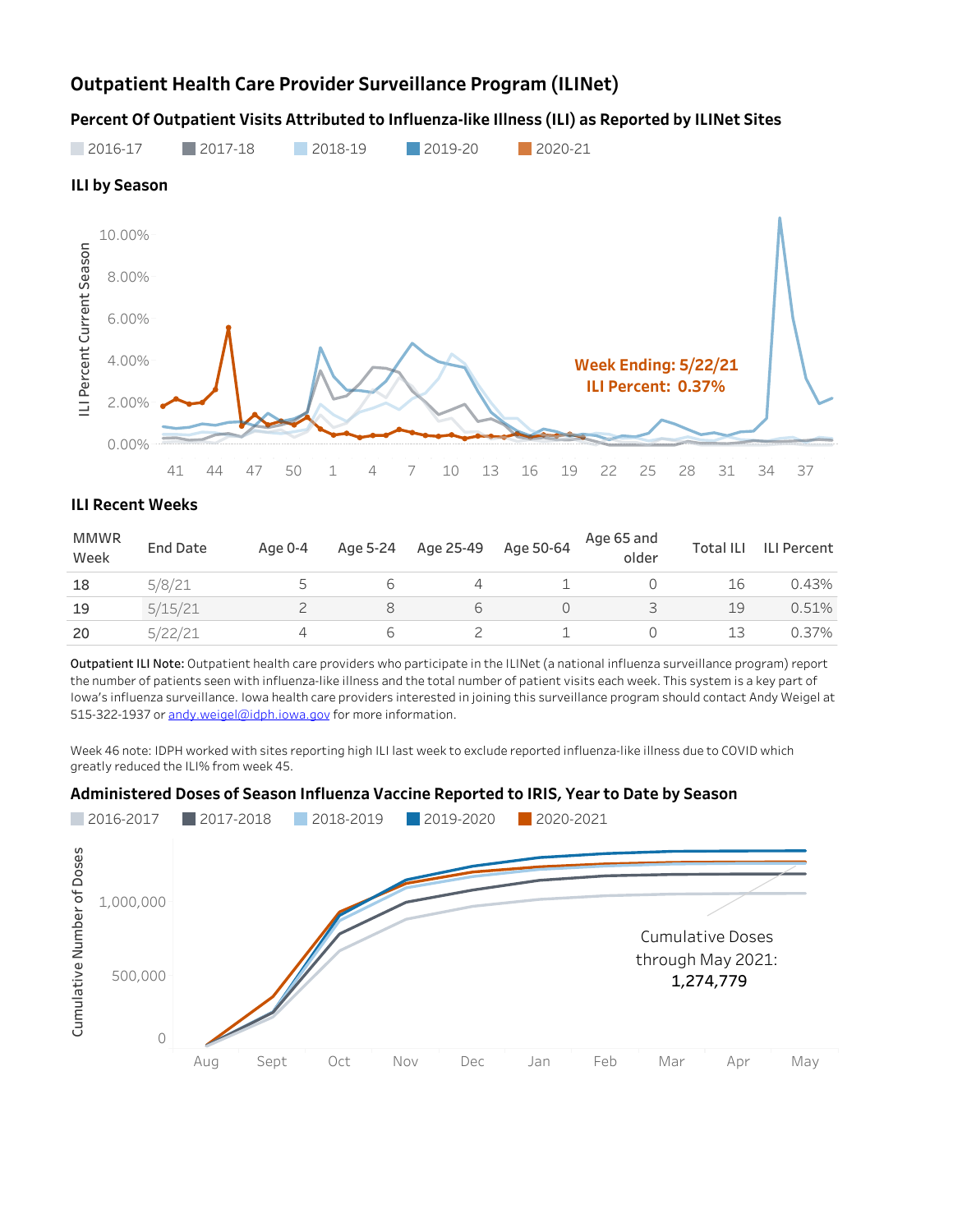# Outpatient Health Care Provider Surveillance Program (ILINet)

## Percent Of Outpatient Visits Attributed to Influenza-like Illness (ILI) as Reported by ILINet Sites

2016-17 | 2017-18 | 2018-19 | 2019-20 | 2020-21

### ILI by Season

Week Ending: 5/22/21
ILI Percent: 0.37%

### ILI Recent Weeks

| MMWR Week | End Date | Age 0-4 | Age 5-24 | Age 25-49 | Age 50-64 | Age 65 and older | Total ILI | ILI Percent |
|---|---|---|---|---|---|---|---|---|
| 18 | 5/8/21 | 5 | 6 | 4 | 1 | 0 | 16 | 0.43% |
| 19 | 5/15/21 | 2 | 8 | 6 | 0 | 3 | 19 | 0.51% |
| 20 | 5/22/21 | 4 | 6 | 2 | 1 | 0 | 13 | 0.37% |

**Outpatient ILI Note:** Outpatient health care providers who participate in the ILINet (a national influenza surveillance program) report the number of patients seen with influenza-like illness and the total number of patient visits each week. This system is a key part of Iowa's influenza surveillance. Iowa health care providers interested in joining this surveillance program should contact Andy Weigel at 515-322-1937 or andy.weigel@idph.iowa.gov for more information.

Week 46 note: IDPH worked with sites reporting high ILI last week to exclude reported influenza-like illness due to COVID which greatly reduced the ILI% from week 45.

## Administered Doses of Season Influenza Vaccine Reported to IRIS, Year to Date by Season

2016-2017 | 2017-2018 | 2018-2019 | 2019-2020 | 2020-2021

Cumulative Doses through May 2021: **1,274,779**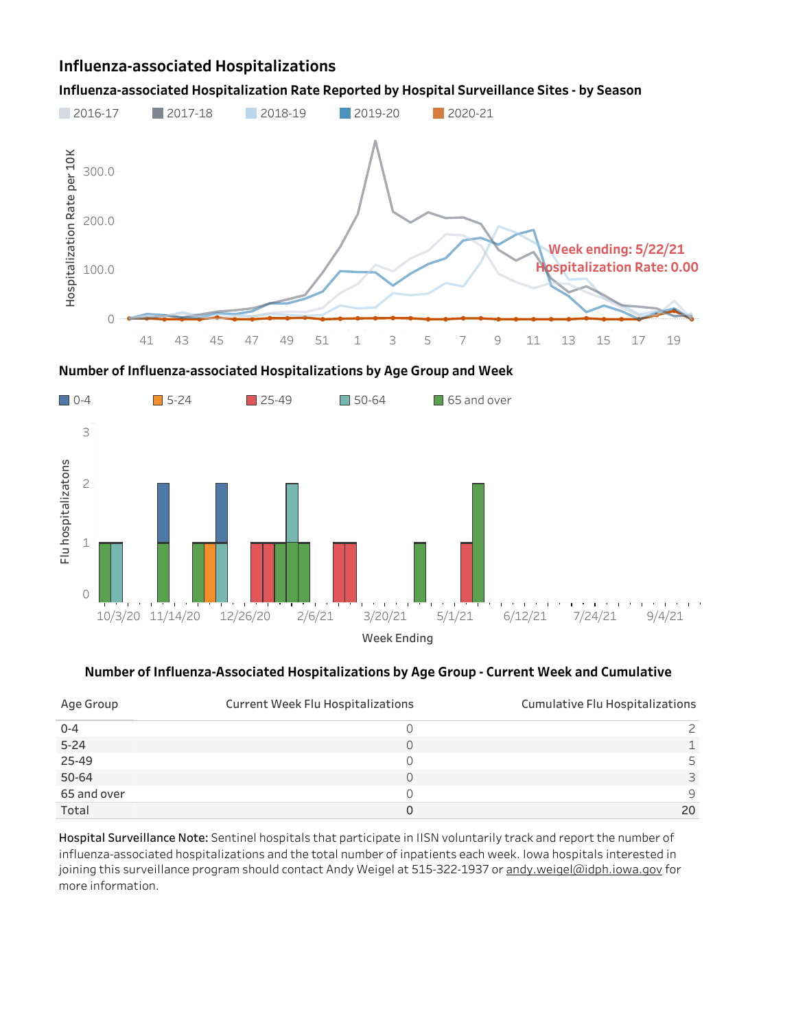## Influenza-associated Hospitalizations

### Influenza-associated Hospitalization Rate Reported by Hospital Surveillance Sites - by Season

2016-17 | 2017-18 | 2018-19 | 2019-20 | 2020-21

Hospitalization Rate per 10K

Week ending: 5/22/21
Hospitalization Rate: 0.00

### Number of Influenza-associated Hospitalizations by Age Group and Week

0-4 | 5-24 | 25-49 | 50-64 | 65 and over

Flu hospitalizatons

Week Ending

### Number of Influenza-Associated Hospitalizations by Age Group - Current Week and Cumulative

| Age Group | Current Week Flu Hospitalizations | Cumulative Flu Hospitalizations |
|---|---|---|
| 0-4 | 0 | 2 |
| 5-24 | 0 | 1 |
| 25-49 | 0 | 5 |
| 50-64 | 0 | 3 |
| 65 and over | 0 | 9 |
| Total | 0 | 20 |

**Hospital Surveillance Note:** Sentinel hospitals that participate in IISN voluntarily track and report the number of influenza-associated hospitalizations and the total number of inpatients each week. Iowa hospitals interested in joining this surveillance program should contact Andy Weigel at 515-322-1937 or andy.weigel@idph.iowa.gov for more information.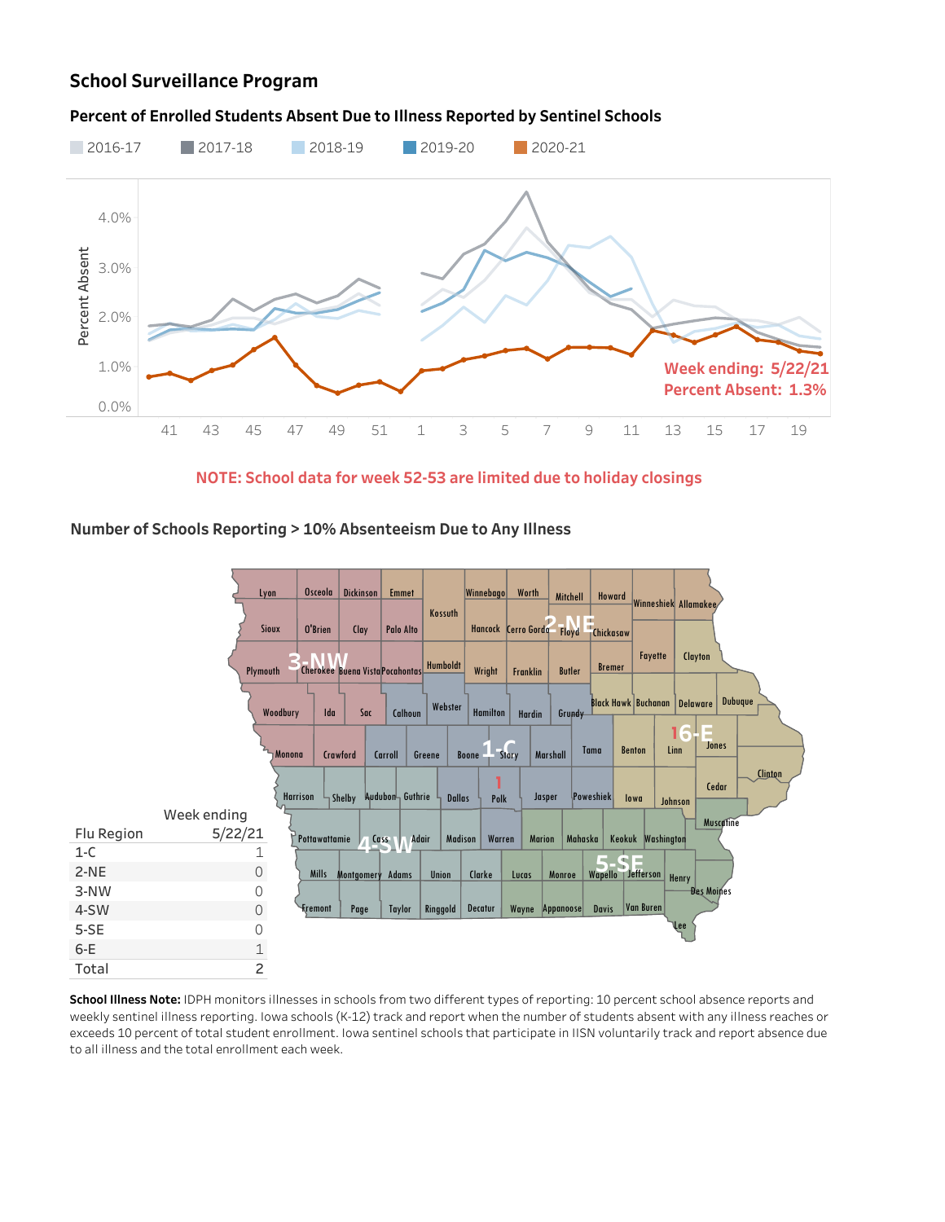## School Surveillance Program

### Percent of Enrolled Students Absent Due to Illness Reported by Sentinel Schools

2016-17 | 2017-18 | 2018-19 | 2019-20 | 2020-21

Week ending: 5/22/21
Percent Absent: 1.3%

**NOTE: School data for week 52-53 are limited due to holiday closings**

### Number of Schools Reporting > 10% Absenteeism Due to Any Illness

| Flu Region | Week ending 5/22/21 |
| --- | --- |
| 1-C | 1 |
| 2-NE | 0 |
| 3-NW | 0 |
| 4-SW | 0 |
| 5-SE | 0 |
| 6-E | 1 |
| Total | 2 |

**School Illness Note:** IDPH monitors illnesses in schools from two different types of reporting: 10 percent school absence reports and weekly sentinel illness reporting. Iowa schools (K-12) track and report when the number of students absent with any illness reaches or exceeds 10 percent of total student enrollment. Iowa sentinel schools that participate in IISN voluntarily track and report absence due to all illness and the total enrollment each week.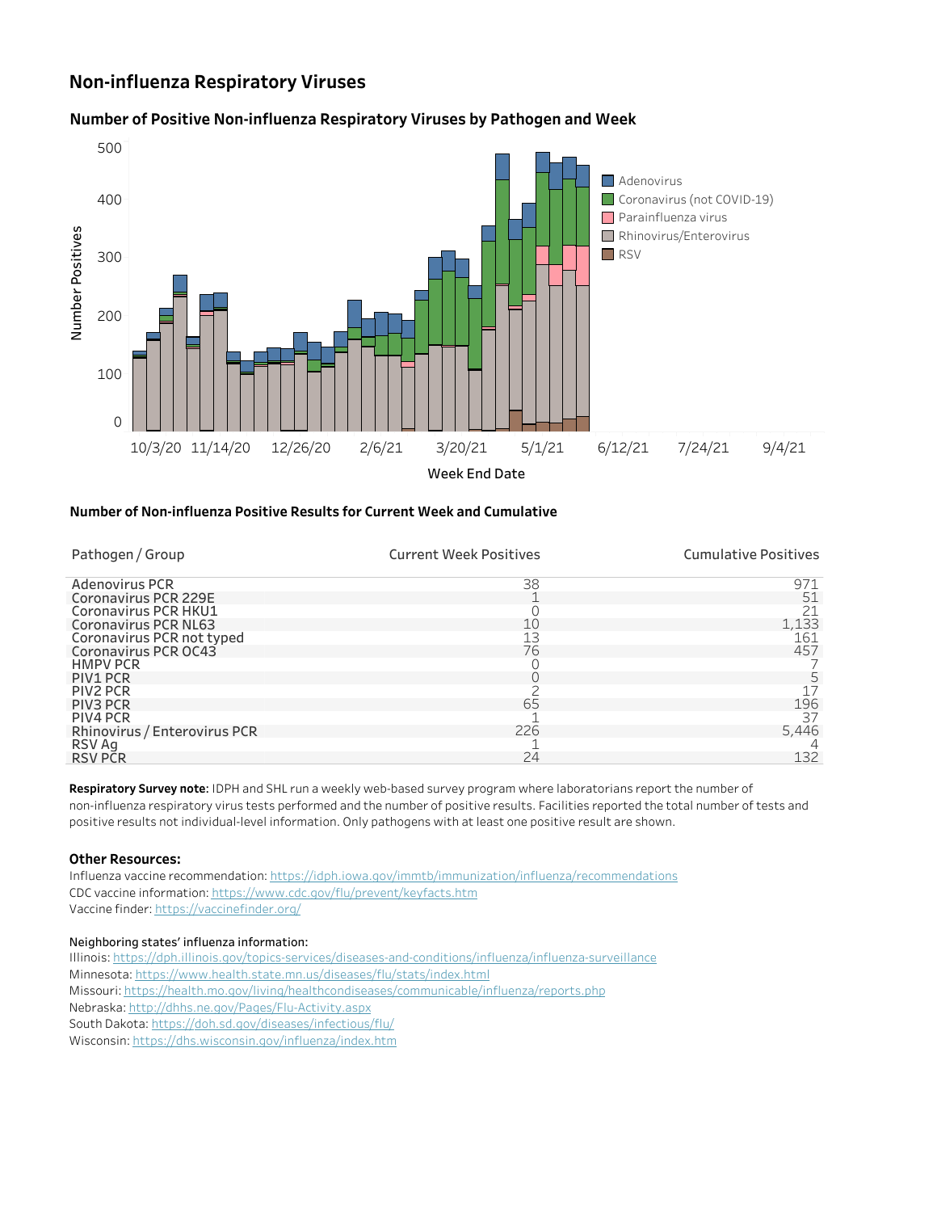## Non-influenza Respiratory Viruses

### Number of Positive Non-influenza Respiratory Viruses by Pathogen and Week

500
400
300
200
100
0

Number Positives

10/3/20 11/14/20 12/26/20 2/6/21 3/20/21 5/1/21 6/12/21 7/24/21 9/4/21

Week End Date

Adenovirus
Coronavirus (not COVID-19)
Parainfluenza virus
Rhinovirus/Enterovirus
RSV

### Number of Non-influenza Positive Results for Current Week and Cumulative

| Pathogen / Group | Current Week Positives | Cumulative Positives |
|---|---|---|
| Adenovirus PCR | 38 | 971 |
| Coronavirus PCR 229E | 1 | 51 |
| Coronavirus PCR HKU1 | 0 | 21 |
| Coronavirus PCR NL63 | 10 | 1,133 |
| Coronavirus PCR not typed | 13 | 161 |
| Coronavirus PCR OC43 | 76 | 457 |
| HMPV PCR | 0 | 7 |
| PIV1 PCR | 0 | 5 |
| PIV2 PCR | 2 | 17 |
| PIV3 PCR | 65 | 196 |
| PIV4 PCR | 1 | 37 |
| Rhinovirus / Enterovirus PCR | 226 | 5,446 |
| RSV Ag | 1 | 4 |
| RSV PCR | 24 | 132 |

**Respiratory Survey note**: IDPH and SHL run a weekly web-based survey program where laboratorians report the number of non-influenza respiratory virus tests performed and the number of positive results. Facilities reported the total number of tests and positive results not individual-level information. Only pathogens with at least one positive result are shown.

**Other Resources:**

Influenza vaccine recommendation: https://idph.iowa.gov/immtb/immunization/influenza/recommendations
CDC vaccine information: https://www.cdc.gov/flu/prevent/keyfacts.htm
Vaccine finder: https://vaccinefinder.org/

Neighboring states' influenza information:

Illinois: https://dph.illinois.gov/topics-services/diseases-and-conditions/influenza/influenza-surveillance
Minnesota: https://www.health.state.mn.us/diseases/flu/stats/index.html
Missouri: https://health.mo.gov/living/healthcondiseases/communicable/influenza/reports.php
Nebraska: http://dhhs.ne.gov/Pages/Flu-Activity.aspx
South Dakota: https://doh.sd.gov/diseases/infectious/flu/
Wisconsin: https://dhs.wisconsin.gov/influenza/index.htm